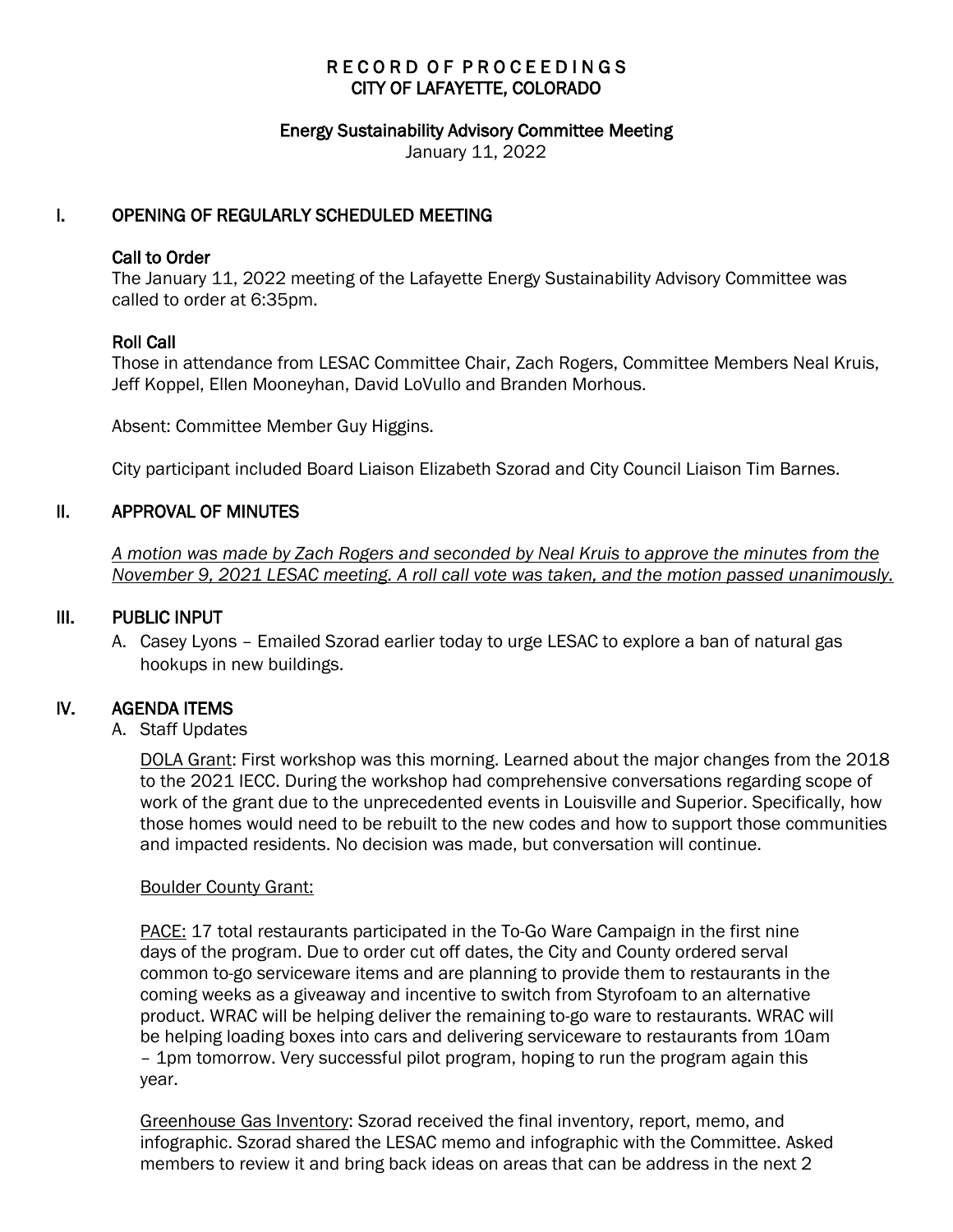# RECORD OF PROCEEDINGS
# CITY OF LAFAYETTE, COLORADO

## Energy Sustainability Advisory Committee Meeting

January 11, 2022

## I. OPENING OF REGULARLY SCHEDULED MEETING

### Call to Order

The January 11, 2022 meeting of the Lafayette Energy Sustainability Advisory Committee was called to order at 6:35pm.

### Roll Call

Those in attendance from LESAC Committee Chair, Zach Rogers, Committee Members Neal Kruis, Jeff Koppel, Ellen Mooneyhan, David LoVullo and Branden Morhous.

Absent: Committee Member Guy Higgins.

City participant included Board Liaison Elizabeth Szorad and City Council Liaison Tim Barnes.

## II. APPROVAL OF MINUTES

*A motion was made by Zach Rogers and seconded by Neal Kruis to approve the minutes from the November 9, 2021 LESAC meeting. A roll call vote was taken, and the motion passed unanimously.*

## III. PUBLIC INPUT

A. Casey Lyons – Emailed Szorad earlier today to urge LESAC to explore a ban of natural gas hookups in new buildings.

## IV. AGENDA ITEMS

A. Staff Updates

DOLA Grant: First workshop was this morning. Learned about the major changes from the 2018 to the 2021 IECC. During the workshop had comprehensive conversations regarding scope of work of the grant due to the unprecedented events in Louisville and Superior. Specifically, how those homes would need to be rebuilt to the new codes and how to support those communities and impacted residents. No decision was made, but conversation will continue.

Boulder County Grant:

PACE: 17 total restaurants participated in the To-Go Ware Campaign in the first nine days of the program. Due to order cut off dates, the City and County ordered serval common to-go serviceware items and are planning to provide them to restaurants in the coming weeks as a giveaway and incentive to switch from Styrofoam to an alternative product. WRAC will be helping deliver the remaining to-go ware to restaurants. WRAC will be helping loading boxes into cars and delivering serviceware to restaurants from 10am – 1pm tomorrow. Very successful pilot program, hoping to run the program again this year.

Greenhouse Gas Inventory: Szorad received the final inventory, report, memo, and infographic. Szorad shared the LESAC memo and infographic with the Committee. Asked members to review it and bring back ideas on areas that can be address in the next 2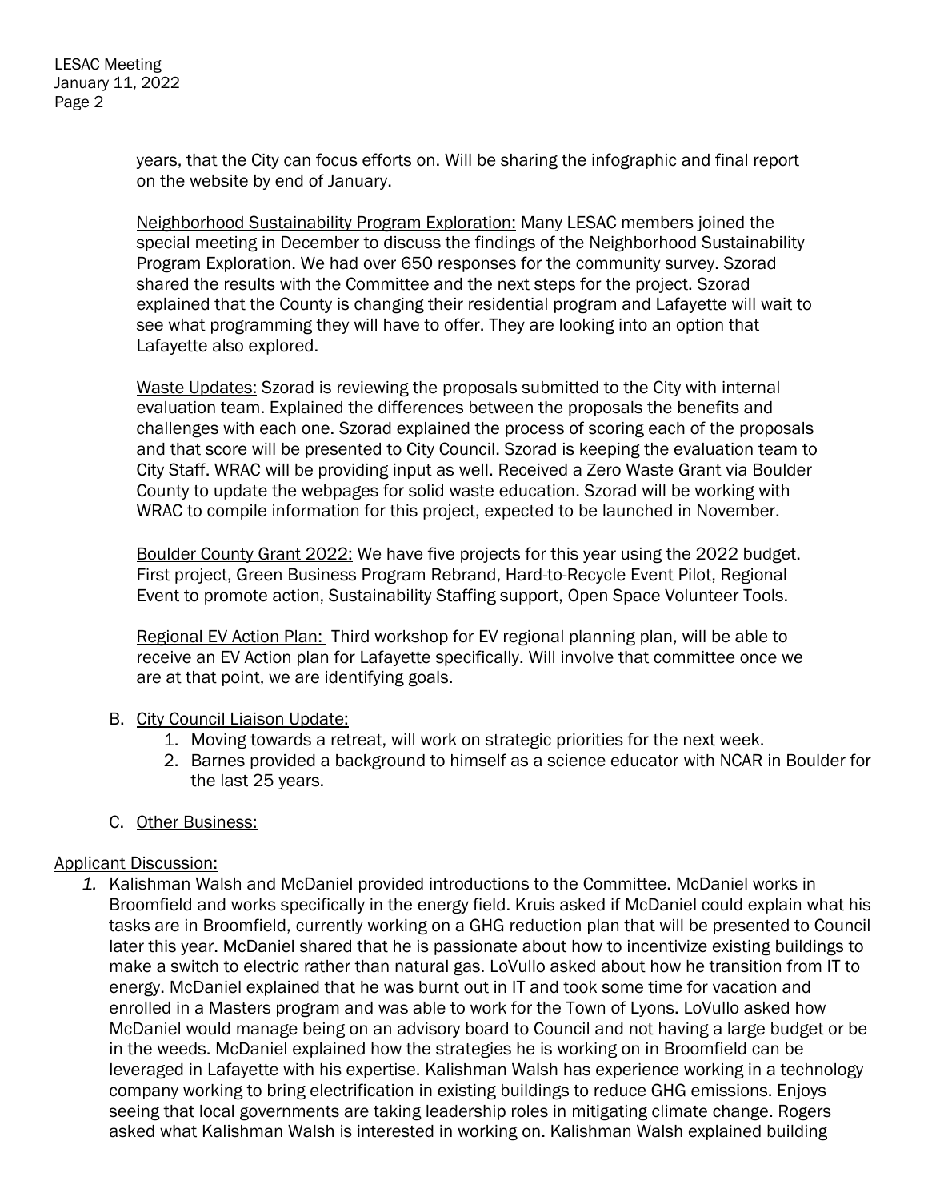years, that the City can focus efforts on. Will be sharing the infographic and final report on the website by end of January.

Neighborhood Sustainability Program Exploration: Many LESAC members joined the special meeting in December to discuss the findings of the Neighborhood Sustainability Program Exploration. We had over 650 responses for the community survey. Szorad shared the results with the Committee and the next steps for the project. Szorad explained that the County is changing their residential program and Lafayette will wait to see what programming they will have to offer. They are looking into an option that Lafayette also explored.

Waste Updates: Szorad is reviewing the proposals submitted to the City with internal evaluation team. Explained the differences between the proposals the benefits and challenges with each one. Szorad explained the process of scoring each of the proposals and that score will be presented to City Council. Szorad is keeping the evaluation team to City Staff. WRAC will be providing input as well. Received a Zero Waste Grant via Boulder County to update the webpages for solid waste education. Szorad will be working with WRAC to compile information for this project, expected to be launched in November.

Boulder County Grant 2022: We have five projects for this year using the 2022 budget. First project, Green Business Program Rebrand, Hard-to-Recycle Event Pilot, Regional Event to promote action, Sustainability Staffing support, Open Space Volunteer Tools.

Regional EV Action Plan: Third workshop for EV regional planning plan, will be able to receive an EV Action plan for Lafayette specifically. Will involve that committee once we are at that point, we are identifying goals.

B. City Council Liaison Update:
   1. Moving towards a retreat, will work on strategic priorities for the next week.
   2. Barnes provided a background to himself as a science educator with NCAR in Boulder for the last 25 years.

C. Other Business:

Applicant Discussion:

1. Kalishman Walsh and McDaniel provided introductions to the Committee. McDaniel works in Broomfield and works specifically in the energy field. Kruis asked if McDaniel could explain what his tasks are in Broomfield, currently working on a GHG reduction plan that will be presented to Council later this year. McDaniel shared that he is passionate about how to incentivize existing buildings to make a switch to electric rather than natural gas. LoVullo asked about how he transition from IT to energy. McDaniel explained that he was burnt out in IT and took some time for vacation and enrolled in a Masters program and was able to work for the Town of Lyons. LoVullo asked how McDaniel would manage being on an advisory board to Council and not having a large budget or be in the weeds. McDaniel explained how the strategies he is working on in Broomfield can be leveraged in Lafayette with his expertise. Kalishman Walsh has experience working in a technology company working to bring electrification in existing buildings to reduce GHG emissions. Enjoys seeing that local governments are taking leadership roles in mitigating climate change. Rogers asked what Kalishman Walsh is interested in working on. Kalishman Walsh explained building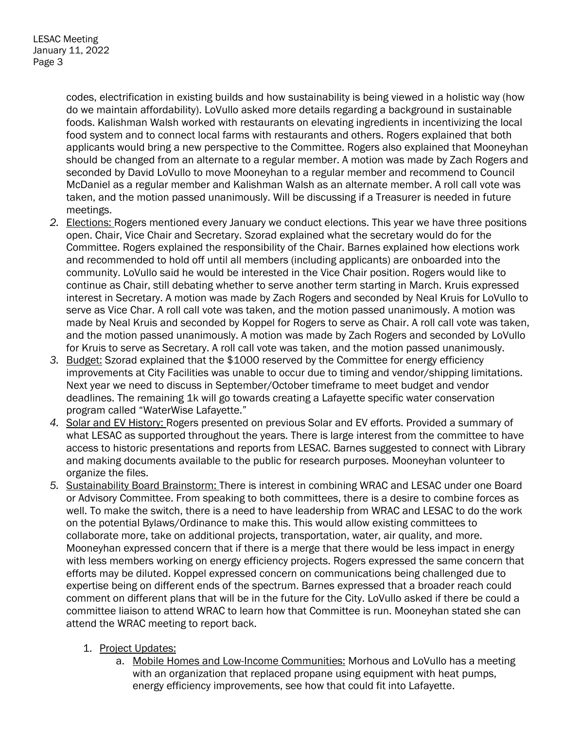codes, electrification in existing builds and how sustainability is being viewed in a holistic way (how do we maintain affordability). LoVullo asked more details regarding a background in sustainable foods. Kalishman Walsh worked with restaurants on elevating ingredients in incentivizing the local food system and to connect local farms with restaurants and others. Rogers explained that both applicants would bring a new perspective to the Committee. Rogers also explained that Mooneyhan should be changed from an alternate to a regular member. A motion was made by Zach Rogers and seconded by David LoVullo to move Mooneyhan to a regular member and recommend to Council McDaniel as a regular member and Kalishman Walsh as an alternate member. A roll call vote was taken, and the motion passed unanimously. Will be discussing if a Treasurer is needed in future meetings.

2. Elections: Rogers mentioned every January we conduct elections. This year we have three positions open. Chair, Vice Chair and Secretary. Szorad explained what the secretary would do for the Committee. Rogers explained the responsibility of the Chair. Barnes explained how elections work and recommended to hold off until all members (including applicants) are onboarded into the community. LoVullo said he would be interested in the Vice Chair position. Rogers would like to continue as Chair, still debating whether to serve another term starting in March. Kruis expressed interest in Secretary. A motion was made by Zach Rogers and seconded by Neal Kruis for LoVullo to serve as Vice Char. A roll call vote was taken, and the motion passed unanimously. A motion was made by Neal Kruis and seconded by Koppel for Rogers to serve as Chair. A roll call vote was taken, and the motion passed unanimously. A motion was made by Zach Rogers and seconded by LoVullo for Kruis to serve as Secretary. A roll call vote was taken, and the motion passed unanimously.
3. Budget: Szorad explained that the $1000 reserved by the Committee for energy efficiency improvements at City Facilities was unable to occur due to timing and vendor/shipping limitations. Next year we need to discuss in September/October timeframe to meet budget and vendor deadlines. The remaining 1k will go towards creating a Lafayette specific water conservation program called "WaterWise Lafayette."
4. Solar and EV History: Rogers presented on previous Solar and EV efforts. Provided a summary of what LESAC as supported throughout the years. There is large interest from the committee to have access to historic presentations and reports from LESAC. Barnes suggested to connect with Library and making documents available to the public for research purposes. Mooneyhan volunteer to organize the files.
5. Sustainability Board Brainstorm: There is interest in combining WRAC and LESAC under one Board or Advisory Committee. From speaking to both committees, there is a desire to combine forces as well. To make the switch, there is a need to have leadership from WRAC and LESAC to do the work on the potential Bylaws/Ordinance to make this. This would allow existing committees to collaborate more, take on additional projects, transportation, water, air quality, and more. Mooneyhan expressed concern that if there is a merge that there would be less impact in energy with less members working on energy efficiency projects. Rogers expressed the same concern that efforts may be diluted. Koppel expressed concern on communications being challenged due to expertise being on different ends of the spectrum. Barnes expressed that a broader reach could comment on different plans that will be in the future for the City. LoVullo asked if there be could a committee liaison to attend WRAC to learn how that Committee is run. Mooneyhan stated she can attend the WRAC meeting to report back.

   1. Project Updates:
      a. Mobile Homes and Low-Income Communities: Morhous and LoVullo has a meeting with an organization that replaced propane using equipment with heat pumps, energy efficiency improvements, see how that could fit into Lafayette.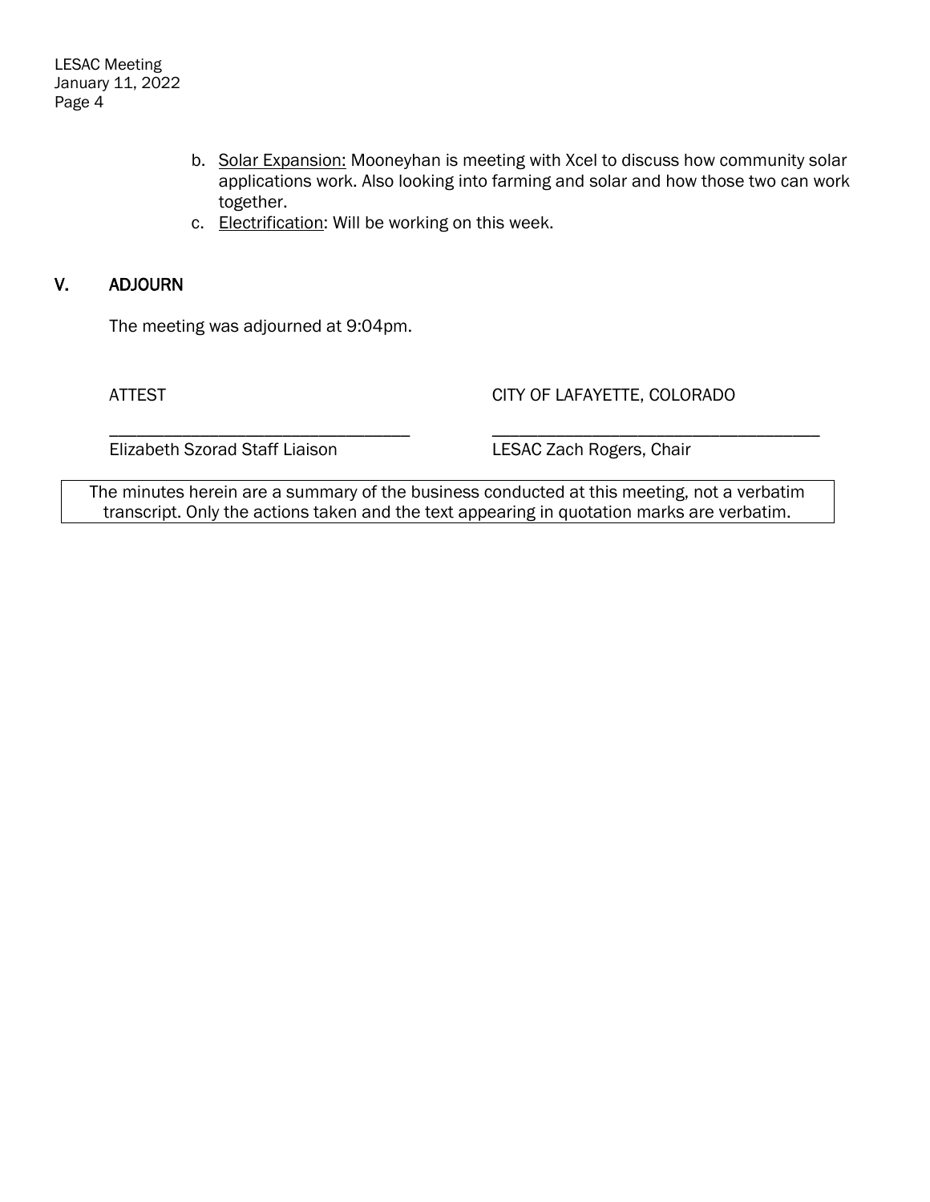b. Solar Expansion: Mooneyhan is meeting with Xcel to discuss how community solar applications work. Also looking into farming and solar and how those two can work together.

c. Electrification: Will be working on this week.

## V. ADJOURN

The meeting was adjourned at 9:04pm.

| | |
|---|---|
| ATTEST | CITY OF LAFAYETTE, COLORADO |
| _________________________________ | _____________________________________ |
| Elizabeth Szorad Staff Liaison | LESAC Zach Rogers, Chair |

The minutes herein are a summary of the business conducted at this meeting, not a verbatim transcript. Only the actions taken and the text appearing in quotation marks are verbatim.